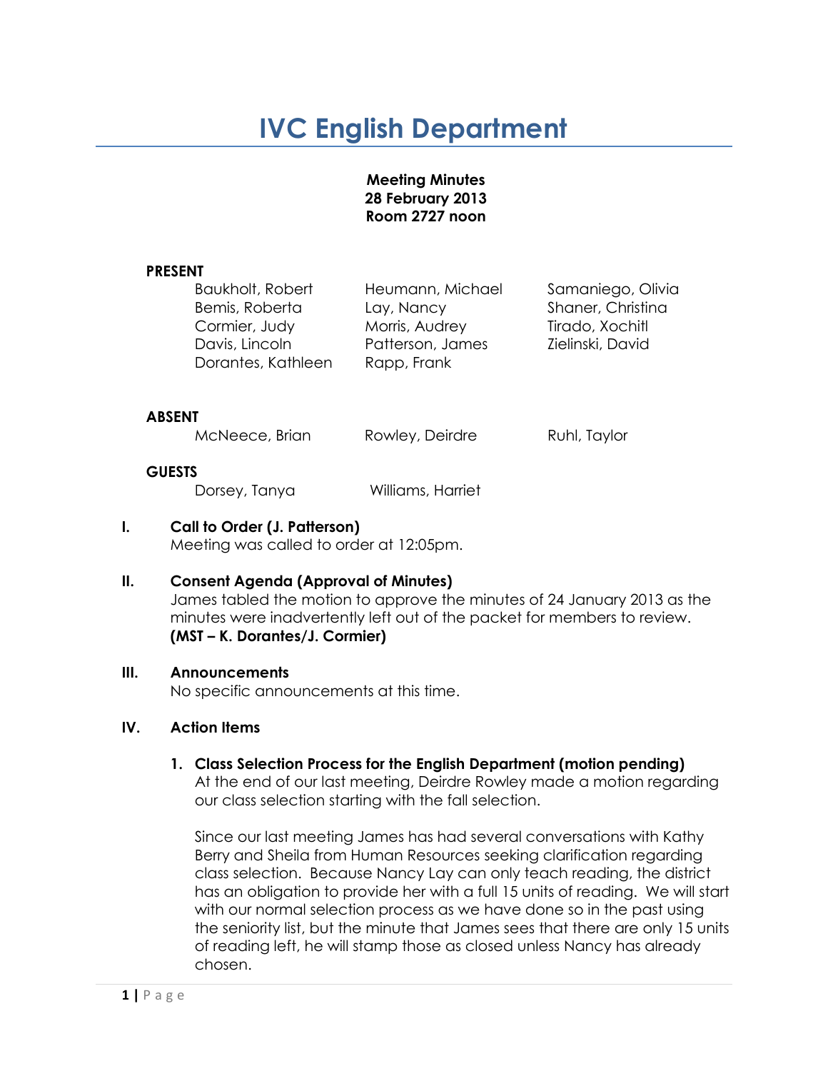# IVC English Department

**Meeting Minutes**
**28 February 2013**
**Room 2727 noon**

**PRESENT**

| | | |
|---|---|---|
| Baukholt, Robert | Heumann, Michael | Samaniego, Olivia |
| Bemis, Roberta | Lay, Nancy | Shaner, Christina |
| Cormier, Judy | Morris, Audrey | Tirado, Xochitl |
| Davis, Lincoln | Patterson, James | Zielinski, David |
| Dorantes, Kathleen | Rapp, Frank | |

**ABSENT**

| | | |
|---|---|---|
| McNeece, Brian | Rowley, Deirdre | Ruhl, Taylor |

**GUESTS**

| | |
|---|---|
| Dorsey, Tanya | Williams, Harriet |

## I. Call to Order (J. Patterson)

Meeting was called to order at 12:05pm.

## II. Consent Agenda (Approval of Minutes)

James tabled the motion to approve the minutes of 24 January 2013 as the minutes were inadvertently left out of the packet for members to review.
**(MST – K. Dorantes/J. Cormier)**

## III. Announcements

No specific announcements at this time.

## IV. Action Items

### 1. Class Selection Process for the English Department (motion pending)

At the end of our last meeting, Deirdre Rowley made a motion regarding our class selection starting with the fall selection.

Since our last meeting James has had several conversations with Kathy Berry and Sheila from Human Resources seeking clarification regarding class selection. Because Nancy Lay can only teach reading, the district has an obligation to provide her with a full 15 units of reading. We will start with our normal selection process as we have done so in the past using the seniority list, but the minute that James sees that there are only 15 units of reading left, he will stamp those as closed unless Nancy has already chosen.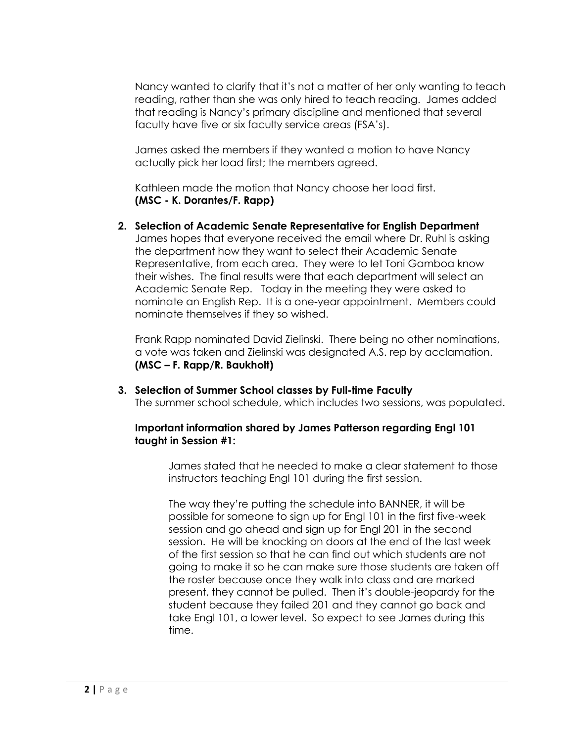Nancy wanted to clarify that it's not a matter of her only wanting to teach reading, rather than she was only hired to teach reading. James added that reading is Nancy's primary discipline and mentioned that several faculty have five or six faculty service areas (FSA's).

James asked the members if they wanted a motion to have Nancy actually pick her load first; the members agreed.

Kathleen made the motion that Nancy choose her load first.
**(MSC - K. Dorantes/F. Rapp)**

2. **Selection of Academic Senate Representative for English Department**
   James hopes that everyone received the email where Dr. Ruhl is asking the department how they want to select their Academic Senate Representative, from each area. They were to let Toni Gamboa know their wishes. The final results were that each department will select an Academic Senate Rep. Today in the meeting they were asked to nominate an English Rep. It is a one-year appointment. Members could nominate themselves if they so wished.

   Frank Rapp nominated David Zielinski. There being no other nominations, a vote was taken and Zielinski was designated A.S. rep by acclamation.
   **(MSC – F. Rapp/R. Baukholt)**

3. **Selection of Summer School classes by Full-time Faculty**
   The summer school schedule, which includes two sessions, was populated.

   **Important information shared by James Patterson regarding Engl 101 taught in Session #1:**

   James stated that he needed to make a clear statement to those instructors teaching Engl 101 during the first session.

   The way they're putting the schedule into BANNER, it will be possible for someone to sign up for Engl 101 in the first five-week session and go ahead and sign up for Engl 201 in the second session. He will be knocking on doors at the end of the last week of the first session so that he can find out which students are not going to make it so he can make sure those students are taken off the roster because once they walk into class and are marked present, they cannot be pulled. Then it's double-jeopardy for the student because they failed 201 and they cannot go back and take Engl 101, a lower level. So expect to see James during this time.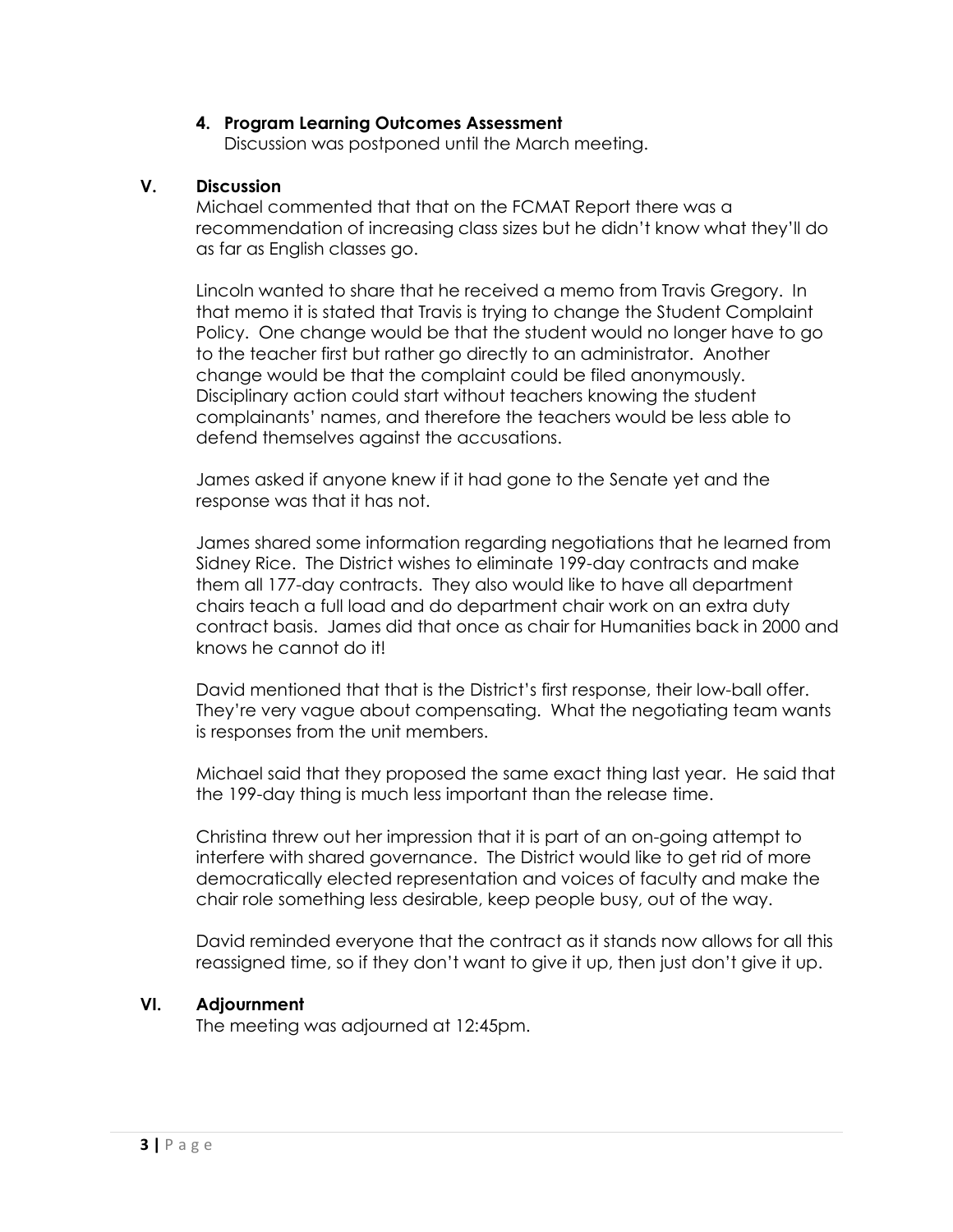**4. Program Learning Outcomes Assessment**

Discussion was postponed until the March meeting.

## V. Discussion

Michael commented that that on the FCMAT Report there was a recommendation of increasing class sizes but he didn't know what they'll do as far as English classes go.

Lincoln wanted to share that he received a memo from Travis Gregory. In that memo it is stated that Travis is trying to change the Student Complaint Policy. One change would be that the student would no longer have to go to the teacher first but rather go directly to an administrator. Another change would be that the complaint could be filed anonymously. Disciplinary action could start without teachers knowing the student complainants' names, and therefore the teachers would be less able to defend themselves against the accusations.

James asked if anyone knew if it had gone to the Senate yet and the response was that it has not.

James shared some information regarding negotiations that he learned from Sidney Rice. The District wishes to eliminate 199-day contracts and make them all 177-day contracts. They also would like to have all department chairs teach a full load and do department chair work on an extra duty contract basis. James did that once as chair for Humanities back in 2000 and knows he cannot do it!

David mentioned that that is the District's first response, their low-ball offer. They're very vague about compensating. What the negotiating team wants is responses from the unit members.

Michael said that they proposed the same exact thing last year. He said that the 199-day thing is much less important than the release time.

Christina threw out her impression that it is part of an on-going attempt to interfere with shared governance. The District would like to get rid of more democratically elected representation and voices of faculty and make the chair role something less desirable, keep people busy, out of the way.

David reminded everyone that the contract as it stands now allows for all this reassigned time, so if they don't want to give it up, then just don't give it up.

## VI. Adjournment

The meeting was adjourned at 12:45pm.